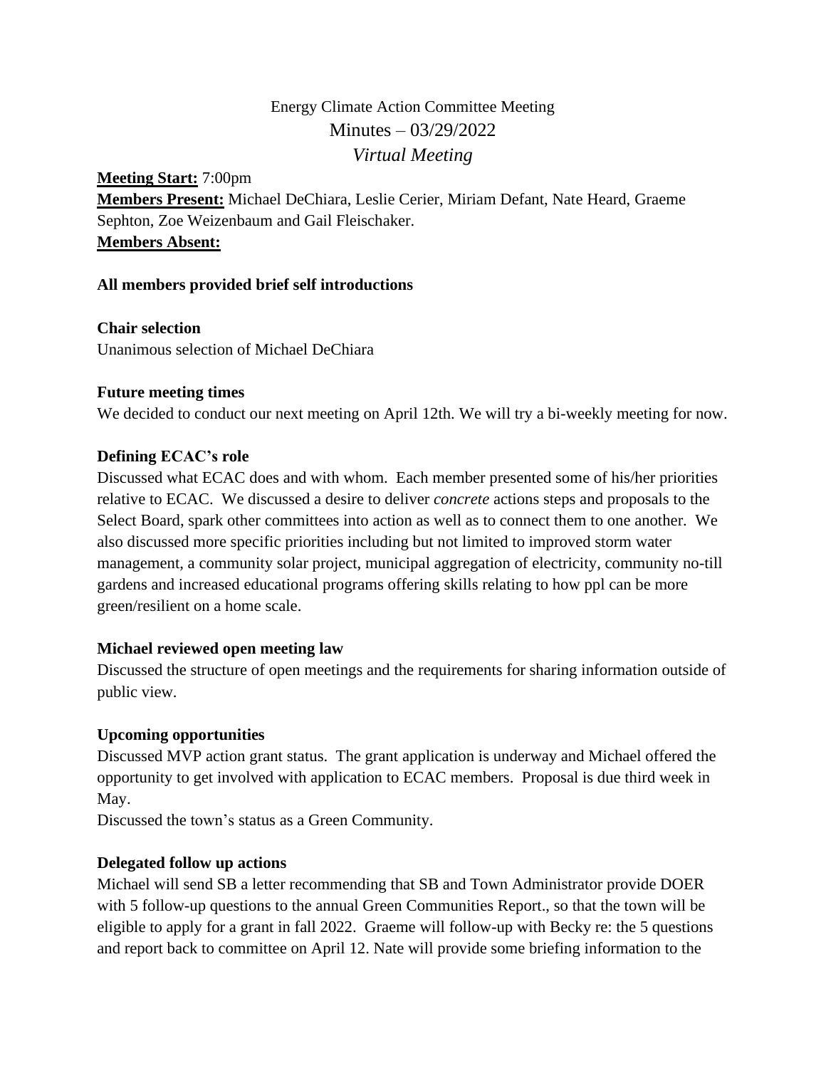Energy Climate Action Committee Meeting

Minutes – 03/29/2022

*Virtual Meeting*

**Meeting Start:** 7:00pm
**Members Present:** Michael DeChiara, Leslie Cerier, Miriam Defant, Nate Heard, Graeme Sephton, Zoe Weizenbaum and Gail Fleischaker.
**Members Absent:**

**All members provided brief self introductions**

**Chair selection**
Unanimous selection of Michael DeChiara

**Future meeting times**
We decided to conduct our next meeting on April 12th. We will try a bi-weekly meeting for now.

**Defining ECAC's role**
Discussed what ECAC does and with whom. Each member presented some of his/her priorities relative to ECAC. We discussed a desire to deliver *concrete* actions steps and proposals to the Select Board, spark other committees into action as well as to connect them to one another. We also discussed more specific priorities including but not limited to improved storm water management, a community solar project, municipal aggregation of electricity, community no-till gardens and increased educational programs offering skills relating to how ppl can be more green/resilient on a home scale.

**Michael reviewed open meeting law**
Discussed the structure of open meetings and the requirements for sharing information outside of public view.

**Upcoming opportunities**
Discussed MVP action grant status. The grant application is underway and Michael offered the opportunity to get involved with application to ECAC members. Proposal is due third week in May.
Discussed the town's status as a Green Community.

**Delegated follow up actions**
Michael will send SB a letter recommending that SB and Town Administrator provide DOER with 5 follow-up questions to the annual Green Communities Report., so that the town will be eligible to apply for a grant in fall 2022. Graeme will follow-up with Becky re: the 5 questions and report back to committee on April 12. Nate will provide some briefing information to the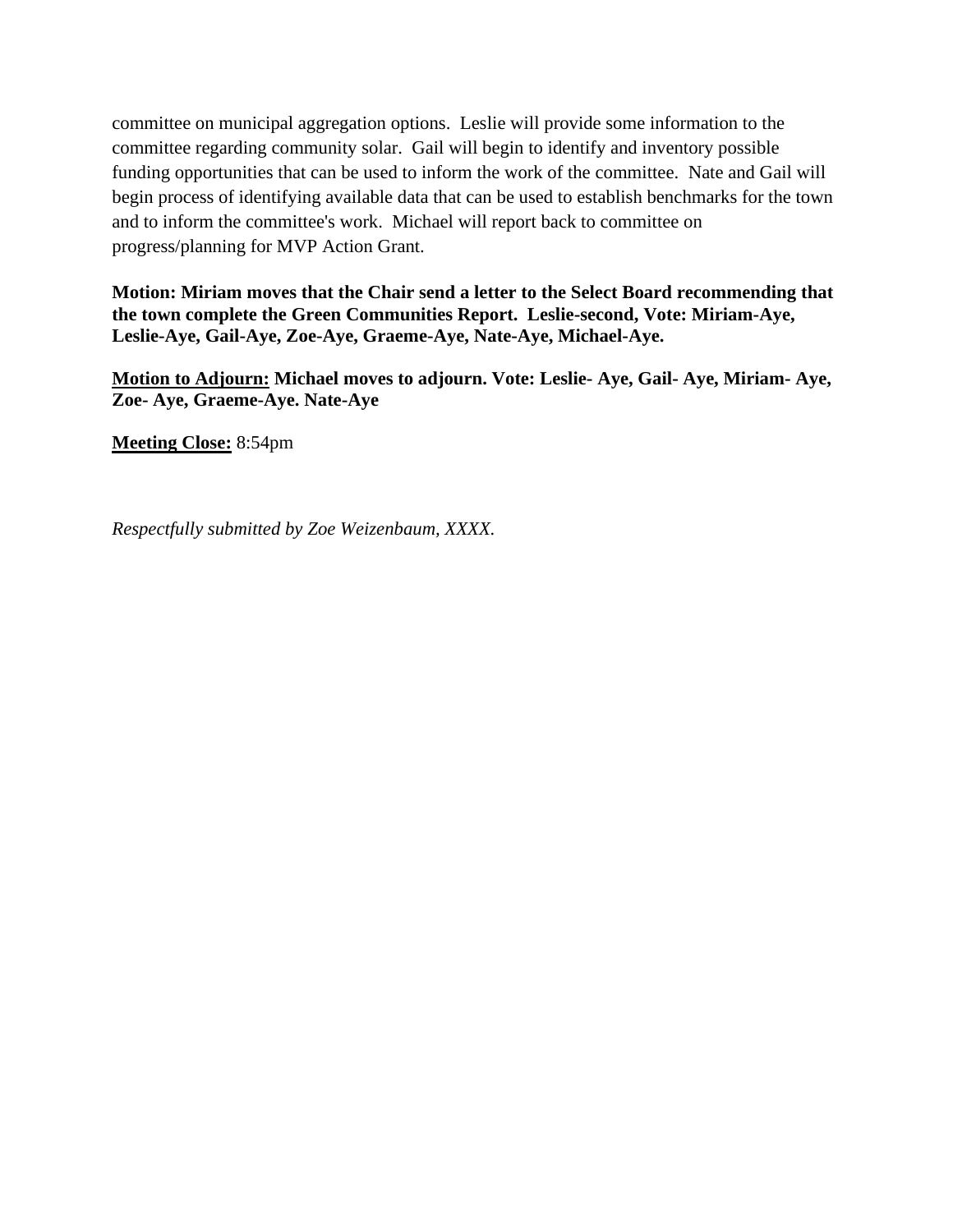committee on municipal aggregation options. Leslie will provide some information to the committee regarding community solar. Gail will begin to identify and inventory possible funding opportunities that can be used to inform the work of the committee. Nate and Gail will begin process of identifying available data that can be used to establish benchmarks for the town and to inform the committee's work. Michael will report back to committee on progress/planning for MVP Action Grant.

**Motion: Miriam moves that the Chair send a letter to the Select Board recommending that the town complete the Green Communities Report. Leslie-second, Vote: Miriam-Aye, Leslie-Aye, Gail-Aye, Zoe-Aye, Graeme-Aye, Nate-Aye, Michael-Aye.**

<u>**Motion to Adjourn:**</u> **Michael moves to adjourn. Vote: Leslie- Aye, Gail- Aye, Miriam- Aye, Zoe- Aye, Graeme-Aye. Nate-Aye**

<u>**Meeting Close:**</u> 8:54pm

*Respectfully submitted by Zoe Weizenbaum, XXXX.*